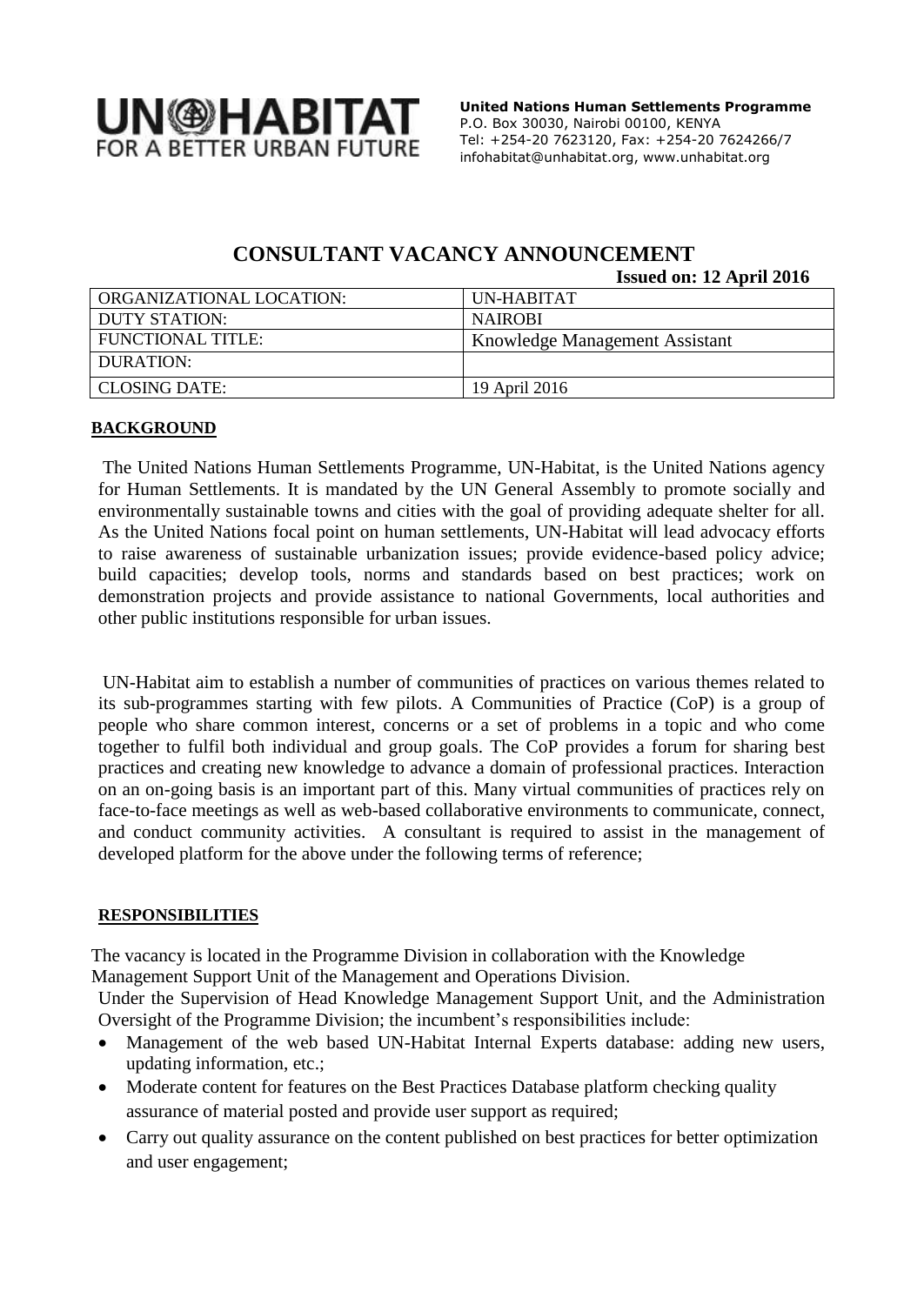UN HABITAT
FOR A BETTER URBAN FUTURE

**United Nations Human Settlements Programme**
P.O. Box 30030, Nairobi 00100, KENYA
Tel: +254-20 7623120, Fax: +254-20 7624266/7
infohabitat@unhabitat.org, www.unhabitat.org

# CONSULTANT VACANCY ANNOUNCEMENT

**Issued on: 12 April 2016**

| ORGANIZATIONAL LOCATION: | UN-HABITAT |
|---|---|
| DUTY STATION: | NAIROBI |
| FUNCTIONAL TITLE: | Knowledge Management Assistant |
| DURATION: | |
| CLOSING DATE: | 19 April 2016 |

## BACKGROUND

The United Nations Human Settlements Programme, UN-Habitat, is the United Nations agency for Human Settlements. It is mandated by the UN General Assembly to promote socially and environmentally sustainable towns and cities with the goal of providing adequate shelter for all. As the United Nations focal point on human settlements, UN-Habitat will lead advocacy efforts to raise awareness of sustainable urbanization issues; provide evidence-based policy advice; build capacities; develop tools, norms and standards based on best practices; work on demonstration projects and provide assistance to national Governments, local authorities and other public institutions responsible for urban issues.

UN-Habitat aim to establish a number of communities of practices on various themes related to its sub-programmes starting with few pilots. A Communities of Practice (CoP) is a group of people who share common interest, concerns or a set of problems in a topic and who come together to fulfil both individual and group goals. The CoP provides a forum for sharing best practices and creating new knowledge to advance a domain of professional practices. Interaction on an on-going basis is an important part of this. Many virtual communities of practices rely on face-to-face meetings as well as web-based collaborative environments to communicate, connect, and conduct community activities. A consultant is required to assist in the management of developed platform for the above under the following terms of reference;

## RESPONSIBILITIES

The vacancy is located in the Programme Division in collaboration with the Knowledge Management Support Unit of the Management and Operations Division.

Under the Supervision of Head Knowledge Management Support Unit, and the Administration Oversight of the Programme Division; the incumbent's responsibilities include:

- Management of the web based UN-Habitat Internal Experts database: adding new users, updating information, etc.;
- Moderate content for features on the Best Practices Database platform checking quality assurance of material posted and provide user support as required;
- Carry out quality assurance on the content published on best practices for better optimization and user engagement;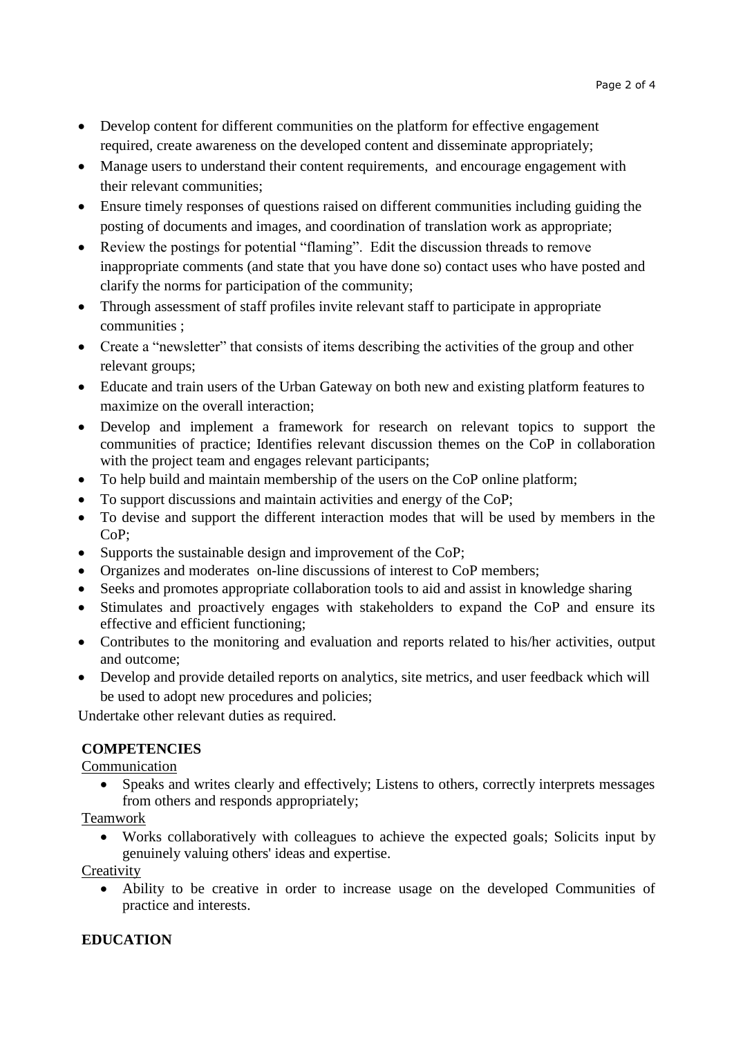- Develop content for different communities on the platform for effective engagement required, create awareness on the developed content and disseminate appropriately;
- Manage users to understand their content requirements, and encourage engagement with their relevant communities;
- Ensure timely responses of questions raised on different communities including guiding the posting of documents and images, and coordination of translation work as appropriate;
- Review the postings for potential "flaming". Edit the discussion threads to remove inappropriate comments (and state that you have done so) contact uses who have posted and clarify the norms for participation of the community;
- Through assessment of staff profiles invite relevant staff to participate in appropriate communities ;
- Create a "newsletter" that consists of items describing the activities of the group and other relevant groups;
- Educate and train users of the Urban Gateway on both new and existing platform features to maximize on the overall interaction;
- Develop and implement a framework for research on relevant topics to support the communities of practice; Identifies relevant discussion themes on the CoP in collaboration with the project team and engages relevant participants;
- To help build and maintain membership of the users on the CoP online platform;
- To support discussions and maintain activities and energy of the CoP;
- To devise and support the different interaction modes that will be used by members in the CoP;
- Supports the sustainable design and improvement of the CoP;
- Organizes and moderates on-line discussions of interest to CoP members;
- Seeks and promotes appropriate collaboration tools to aid and assist in knowledge sharing
- Stimulates and proactively engages with stakeholders to expand the CoP and ensure its effective and efficient functioning;
- Contributes to the monitoring and evaluation and reports related to his/her activities, output and outcome;
- Develop and provide detailed reports on analytics, site metrics, and user feedback which will be used to adopt new procedures and policies;

Undertake other relevant duties as required.

**COMPETENCIES**

Communication

- Speaks and writes clearly and effectively; Listens to others, correctly interprets messages from others and responds appropriately;

Teamwork

- Works collaboratively with colleagues to achieve the expected goals; Solicits input by genuinely valuing others' ideas and expertise.

Creativity

- Ability to be creative in order to increase usage on the developed Communities of practice and interests.

**EDUCATION**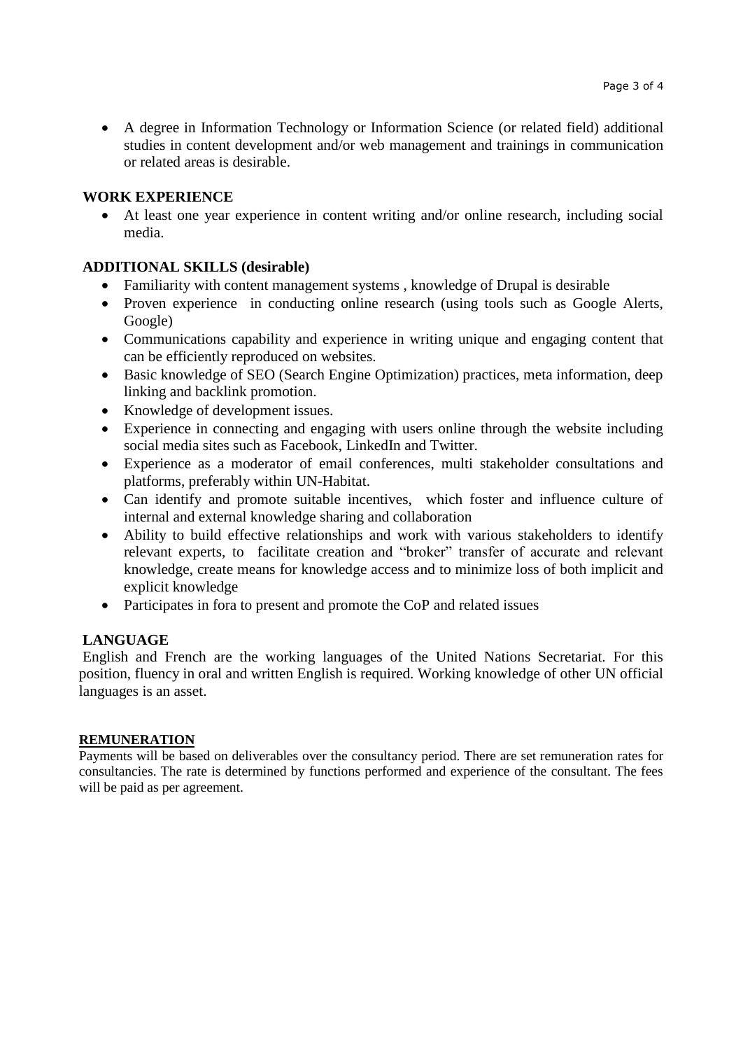- A degree in Information Technology or Information Science (or related field) additional studies in content development and/or web management and trainings in communication or related areas is desirable.

## WORK EXPERIENCE

- At least one year experience in content writing and/or online research, including social media.

## ADDITIONAL SKILLS (desirable)

- Familiarity with content management systems , knowledge of Drupal is desirable
- Proven experience in conducting online research (using tools such as Google Alerts, Google)
- Communications capability and experience in writing unique and engaging content that can be efficiently reproduced on websites.
- Basic knowledge of SEO (Search Engine Optimization) practices, meta information, deep linking and backlink promotion.
- Knowledge of development issues.
- Experience in connecting and engaging with users online through the website including social media sites such as Facebook, LinkedIn and Twitter.
- Experience as a moderator of email conferences, multi stakeholder consultations and platforms, preferably within UN-Habitat.
- Can identify and promote suitable incentives, which foster and influence culture of internal and external knowledge sharing and collaboration
- Ability to build effective relationships and work with various stakeholders to identify relevant experts, to facilitate creation and "broker" transfer of accurate and relevant knowledge, create means for knowledge access and to minimize loss of both implicit and explicit knowledge
- Participates in fora to present and promote the CoP and related issues

## LANGUAGE

English and French are the working languages of the United Nations Secretariat. For this position, fluency in oral and written English is required. Working knowledge of other UN official languages is an asset.

## REMUNERATION

Payments will be based on deliverables over the consultancy period. There are set remuneration rates for consultancies. The rate is determined by functions performed and experience of the consultant. The fees will be paid as per agreement.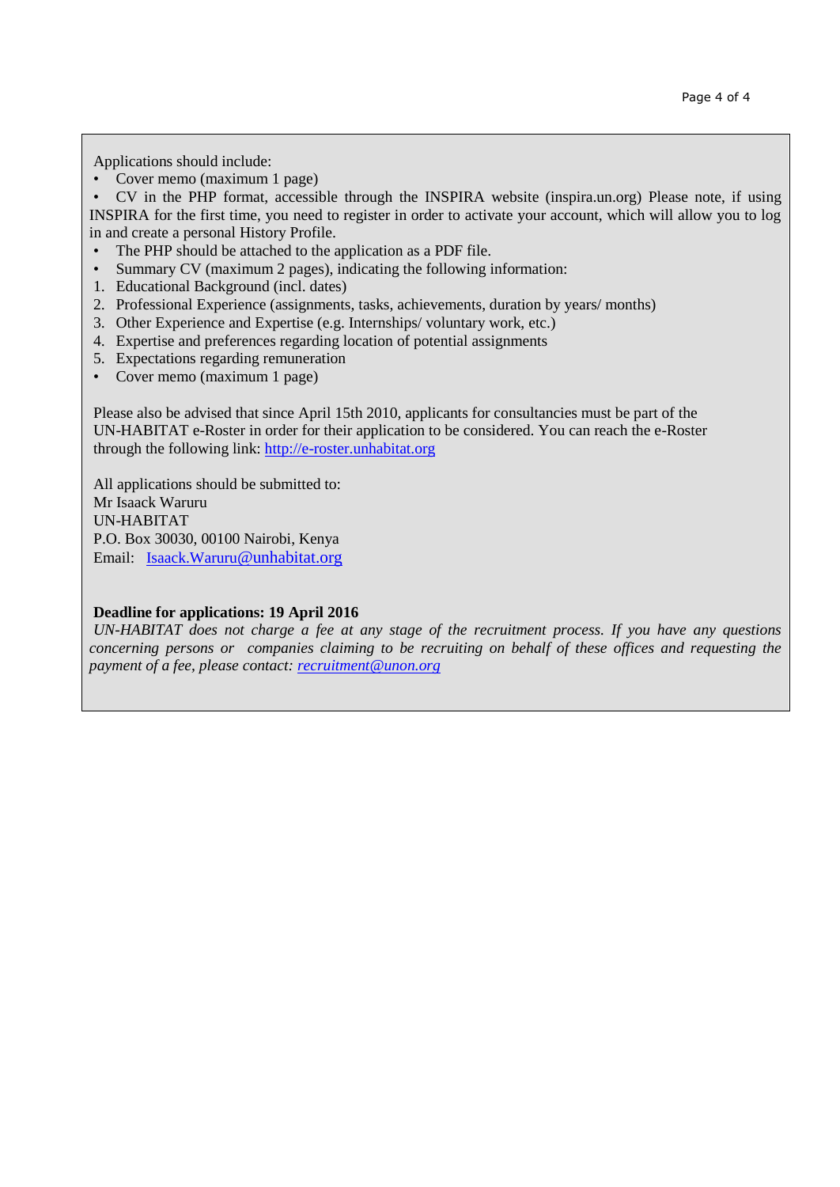Applications should include:

- Cover memo (maximum 1 page)
- CV in the PHP format, accessible through the INSPIRA website (inspira.un.org) Please note, if using INSPIRA for the first time, you need to register in order to activate your account, which will allow you to log in and create a personal History Profile.
- The PHP should be attached to the application as a PDF file.
- Summary CV (maximum 2 pages), indicating the following information:

1. Educational Background (incl. dates)
2. Professional Experience (assignments, tasks, achievements, duration by years/ months)
3. Other Experience and Expertise (e.g. Internships/ voluntary work, etc.)
4. Expertise and preferences regarding location of potential assignments
5. Expectations regarding remuneration

- Cover memo (maximum 1 page)

Please also be advised that since April 15th 2010, applicants for consultancies must be part of the UN-HABITAT e-Roster in order for their application to be considered. You can reach the e-Roster through the following link: http://e-roster.unhabitat.org

All applications should be submitted to:
Mr Isaack Waruru
UN-HABITAT
P.O. Box 30030, 00100 Nairobi, Kenya
Email: Isaack.Waruru@unhabitat.org

**Deadline for applications: 19 April 2016**

*UN-HABITAT does not charge a fee at any stage of the recruitment process. If you have any questions concerning persons or companies claiming to be recruiting on behalf of these offices and requesting the payment of a fee, please contact: recruitment@unon.org*